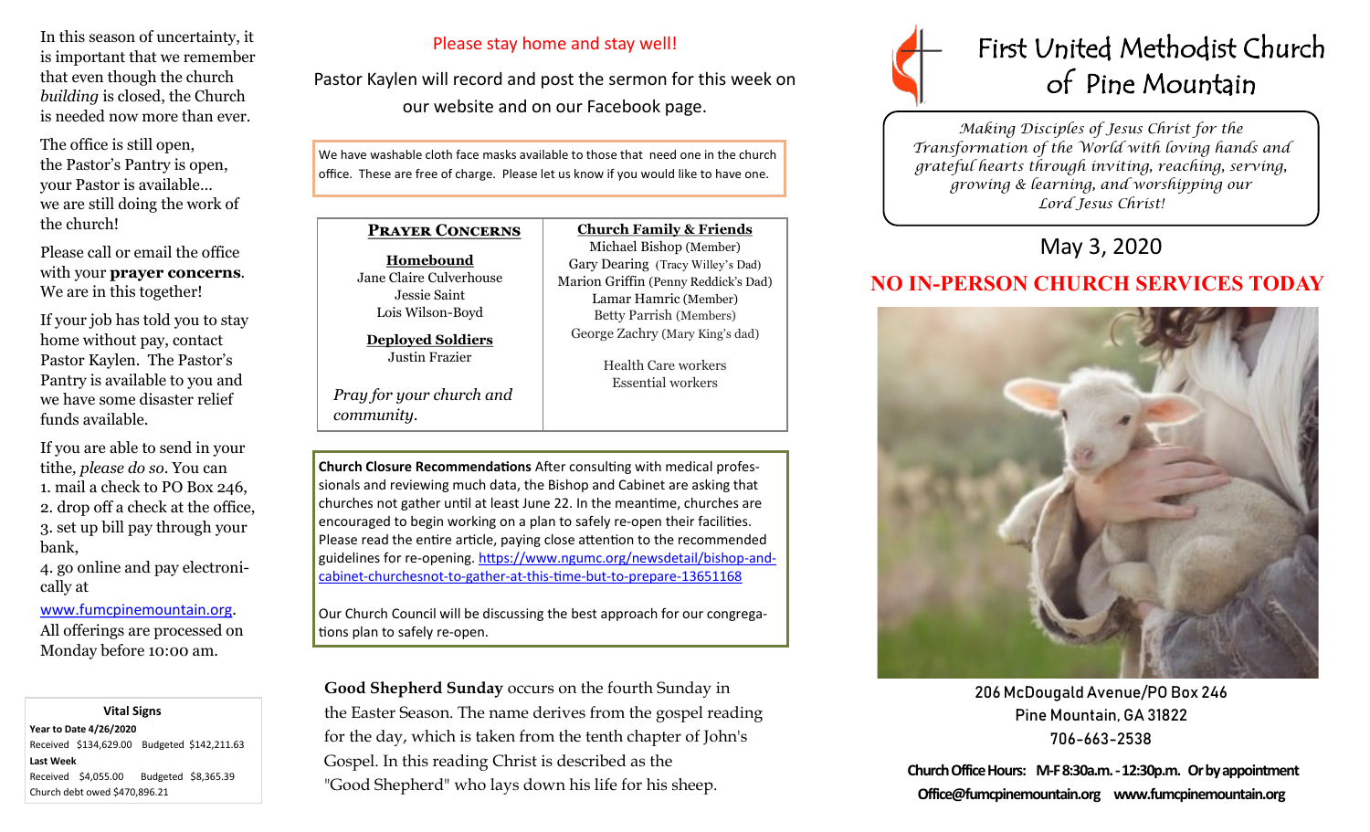In this season of uncertainty, it is important that we remember that even though the church *building* is closed, the Church is needed now more than ever.

The office is still open,
the Pastor's Pantry is open,
your Pastor is available...
we are still doing the work of the church!

Please call or email the office with your **prayer concerns**. We are in this together!

If your job has told you to stay home without pay, contact Pastor Kaylen. The Pastor's Pantry is available to you and we have some disaster relief funds available.

If you are able to send in your tithe, *please do so*. You can
1. mail a check to PO Box 246,
2. drop off a check at the office,
3. set up bill pay through your bank,
4. go online and pay electronically at [www.fumcpinemountain.org](www.fumcpinemountain.org).

All offerings are processed on Monday before 10:00 am.

**Vital Signs**

**Year to Date 4/26/2020**
Received $134,629.00 Budgeted $142,211.63
**Last Week**
Received $4,055.00 Budgeted $8,365.39
Church debt owed $470,896.21

Please stay home and stay well!

Pastor Kaylen will record and post the sermon for this week on our website and on our Facebook page.

We have washable cloth face masks available to those that need one in the church office. These are free of charge. Please let us know if you would like to have one.

**PRAYER CONCERNS**

**Homebound**
Jane Claire Culverhouse
Jessie Saint
Lois Wilson-Boyd

**Deployed Soldiers**
Justin Frazier

*Pray for your church and community.*

**Church Family & Friends**
Michael Bishop (Member)
Gary Dearing (Tracy Willey's Dad)
Marion Griffin (Penny Reddick's Dad)
Lamar Hamric (Member)
Betty Parrish (Members)
George Zachry (Mary King's dad)

Health Care workers
Essential workers

**Church Closure Recommendations** After consulting with medical professionals and reviewing much data, the Bishop and Cabinet are asking that churches not gather until at least June 22. In the meantime, churches are encouraged to begin working on a plan to safely re-open their facilities. Please read the entire article, paying close attention to the recommended guidelines for re-opening. [https://www.ngumc.org/newsdetail/bishop-and-cabinet-churchesnot-to-gather-at-this-time-but-to-prepare-13651168](https://www.ngumc.org/newsdetail/bishop-and-cabinet-churchesnot-to-gather-at-this-time-but-to-prepare-13651168)

Our Church Council will be discussing the best approach for our congregations plan to safely re-open.

**Good Shepherd Sunday** occurs on the fourth Sunday in the Easter Season. The name derives from the gospel reading for the day, which is taken from the tenth chapter of John's Gospel. In this reading Christ is described as the "Good Shepherd" who lays down his life for his sheep.

# First United Methodist Church of Pine Mountain

*Making Disciples of Jesus Christ for the Transformation of the World with loving hands and grateful hearts through inviting, reaching, serving, growing & learning, and worshipping our Lord Jesus Christ!*

## May 3, 2020

## NO IN-PERSON CHURCH SERVICES TODAY

206 McDougald Avenue/PO Box 246
Pine Mountain, GA 31822
706-663-2538

**Church Office Hours: M-F 8:30a.m. - 12:30p.m. Or by appointment**
**Office@fumcpinemountain.org www.fumcpinemountain.org**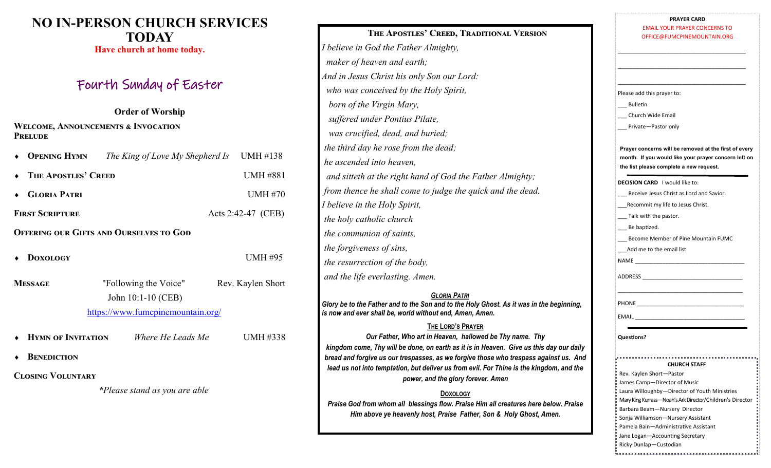# NO IN-PERSON CHURCH SERVICES TODAY

**Have church at home today.**

## Fourth Sunday of Easter

### Order of Worship

**Welcome, Announcements & Invocation**

**Prelude**

- **Opening Hymn** *The King of Love My Shepherd Is* UMH #138
- **The Apostles' Creed** UMH #881
- **Gloria Patri** UMH #70

**First Scripture** Acts 2:42-47 (CEB)

**Offering our Gifts and Ourselves to God**

- **Doxology** UMH #95

**Message** "Following the Voice" Rev. Kaylen Short
John 10:1-10 (CEB)
https://www.fumcpinemountain.org/

- **Hymn of Invitation** *Where He Leads Me* UMH #338
- **Benediction**

**Closing Voluntary**

*\*Please stand as you are able*

### The Apostles' Creed, Traditional Version

*I believe in God the Father Almighty,*
*maker of heaven and earth;*
*And in Jesus Christ his only Son our Lord:*
*who was conceived by the Holy Spirit,*
*born of the Virgin Mary,*
*suffered under Pontius Pilate,*
*was crucified, dead, and buried;*
*the third day he rose from the dead;*
*he ascended into heaven,*
*and sitteth at the right hand of God the Father Almighty;*
*from thence he shall come to judge the quick and the dead.*
*I believe in the Holy Spirit,*
*the holy catholic church*
*the communion of saints,*
*the forgiveness of sins,*
*the resurrection of the body,*
*and the life everlasting. Amen.*

**Gloria Patri**

***Glory be to the Father and to the Son and to the Holy Ghost. As it was in the beginning, is now and ever shall be, world without end, Amen, Amen.***

**The Lord's Prayer**

***Our Father, Who art in Heaven, hallowed be Thy name. Thy kingdom come, Thy will be done, on earth as it is in Heaven. Give us this day our daily bread and forgive us our trespasses, as we forgive those who trespass against us. And lead us not into temptation, but deliver us from evil. For Thine is the kingdom, and the power, and the glory forever. Amen***

**Doxology**

***Praise God from whom all blessings flow. Praise Him all creatures here below. Praise Him above ye heavenly host, Praise Father, Son & Holy Ghost, Amen.***

### PRAYER CARD

EMAIL YOUR PRAYER CONCERNS TO OFFICE@FUMCPINEMOUNTAIN.ORG

\_\_\_\_\_\_\_\_\_\_\_\_\_\_\_\_\_\_\_\_\_\_\_\_\_\_\_\_\_\_\_\_\_\_\_\_

\_\_\_\_\_\_\_\_\_\_\_\_\_\_\_\_\_\_\_\_\_\_\_\_\_\_\_\_\_\_\_\_\_\_\_\_

\_\_\_\_\_\_\_\_\_\_\_\_\_\_\_\_\_\_\_\_\_\_\_\_\_\_\_\_\_\_\_\_\_\_\_\_

Please add this prayer to:

\_\_\_ Bulletin

\_\_\_ Church Wide Email

\_\_\_ Private—Pastor only

**Prayer concerns will be removed at the first of every month. If you would like your prayer concern left on the list please complete a new request.**

**DECISION CARD** I would like to:

\_\_\_ Receive Jesus Christ as Lord and Savior.

\_\_\_Recommit my life to Jesus Christ.

\_\_\_ Talk with the pastor.

\_\_\_ Be baptized.

\_\_\_ Become Member of Pine Mountain FUMC

\_\_\_Add me to the email list

NAME \_\_\_\_\_\_\_\_\_\_\_\_\_\_\_\_\_\_\_\_\_\_\_\_\_\_\_\_\_\_

ADDRESS \_\_\_\_\_\_\_\_\_\_\_\_\_\_\_\_\_\_\_\_\_\_\_\_\_\_\_

\_\_\_\_\_\_\_\_\_\_\_\_\_\_\_\_\_\_\_\_\_\_\_\_\_\_\_\_\_\_\_\_\_\_\_\_

PHONE \_\_\_\_\_\_\_\_\_\_\_\_\_\_\_\_\_\_\_\_\_\_\_\_\_\_\_\_\_

EMAIL \_\_\_\_\_\_\_\_\_\_\_\_\_\_\_\_\_\_\_\_\_\_\_\_\_\_\_\_\_\_

**Questions?**

### CHURCH STAFF

Rev. Kaylen Short—Pastor
James Camp—Director of Music
Laura Willoughby—Director of Youth Ministries
Mary King Kurrass—Noah's Ark Director/Children's Director
Barbara Beam—Nursery Director
Sonja Williamson—Nursery Assistant
Pamela Bain—Administrative Assistant
Jane Logan—Accounting Secretary
Ricky Dunlap—Custodian